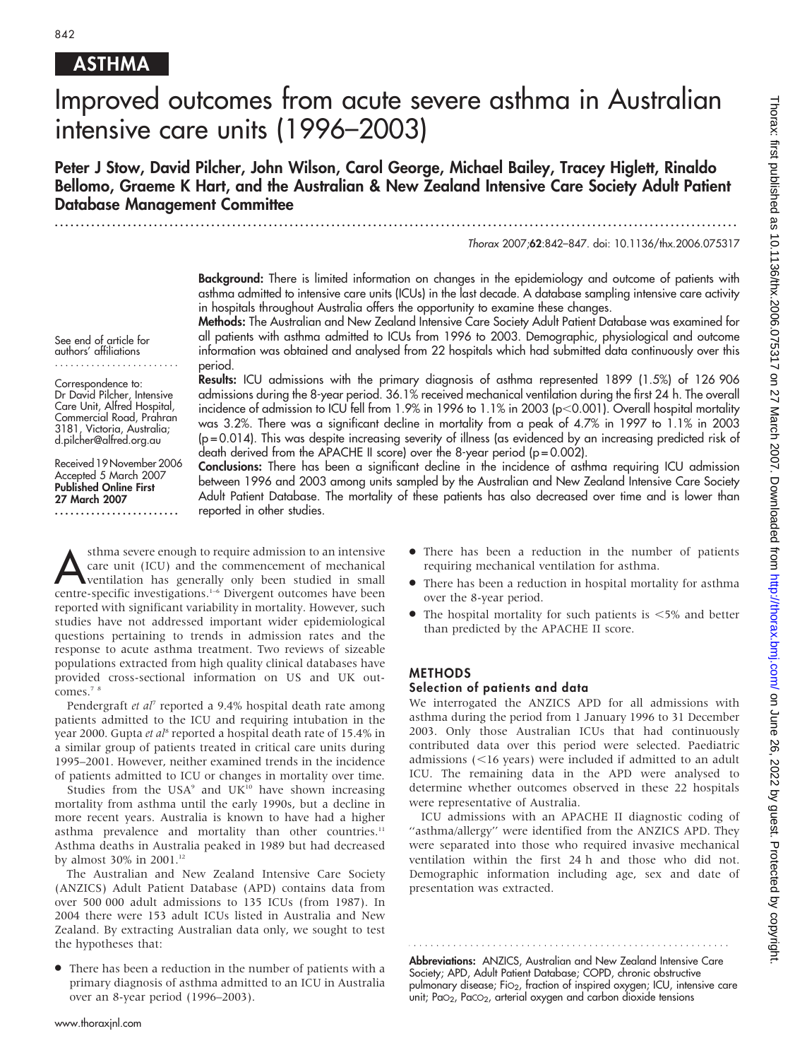# ASTHMA

# Improved outcomes from acute severe asthma in Australian intensive care units (1996–2003)

**Peter J Stow, David Pilcher, John Wilson, Carol George, Michael Bailey, Tracey Higlett, Rinaldo Bellomo, Graeme K Hart, and the Australian & New Zealand Intensive Care Society Adult Patient Database Management Committee**

*Thorax* 2007;**62**:842–847. doi: 10.1136/thx.2006.075317

See end of article for authors' affiliations

Correspondence to: Dr David Pilcher, Intensive Care Unit, Alfred Hospital, Commercial Road, Prahran 3181, Victoria, Australia; d.pilcher@alfred.org.au

Received 19 November 2006
Accepted 5 March 2007
**Published Online First 27 March 2007**

**Background:** There is limited information on changes in the epidemiology and outcome of patients with asthma admitted to intensive care units (ICUs) in the last decade. A database sampling intensive care activity in hospitals throughout Australia offers the opportunity to examine these changes.

**Methods:** The Australian and New Zealand Intensive Care Society Adult Patient Database was examined for all patients with asthma admitted to ICUs from 1996 to 2003. Demographic, physiological and outcome information was obtained and analysed from 22 hospitals which had submitted data continuously over this period.

**Results:** ICU admissions with the primary diagnosis of asthma represented 1899 (1.5%) of 126 906 admissions during the 8-year period. 36.1% received mechanical ventilation during the first 24 h. The overall incidence of admission to ICU fell from 1.9% in 1996 to 1.1% in 2003 ($p<0.001$). Overall hospital mortality was 3.2%. There was a significant decline in mortality from a peak of 4.7% in 1997 to 1.1% in 2003 ($p = 0.014$). This was despite increasing severity of illness (as evidenced by an increasing predicted risk of death derived from the APACHE II score) over the 8-year period ($p = 0.002$).

**Conclusions:** There has been a significant decline in the incidence of asthma requiring ICU admission between 1996 and 2003 among units sampled by the Australian and New Zealand Intensive Care Society Adult Patient Database. The mortality of these patients has also decreased over time and is lower than reported in other studies.

Asthma severe enough to require admission to an intensive care unit (ICU) and the commencement of mechanical ventilation has generally only been studied in small centre-specific investigations.[1–6] Divergent outcomes have been reported with significant variability in mortality. However, such studies have not addressed important wider epidemiological questions pertaining to trends in admission rates and the response to acute asthma treatment. Two reviews of sizeable populations extracted from high quality clinical databases have provided cross-sectional information on US and UK outcomes.[7 8]

Pendergraft *et al*[7] reported a 9.4% hospital death rate among patients admitted to the ICU and requiring intubation in the year 2000. Gupta *et al*[8] reported a hospital death rate of 15.4% in a similar group of patients treated in critical care units during 1995–2001. However, neither examined trends in the incidence of patients admitted to ICU or changes in mortality over time.

Studies from the USA[9] and UK[10] have shown increasing mortality from asthma until the early 1990s, but a decline in more recent years. Australia is known to have had a higher asthma prevalence and mortality than other countries.[11] Asthma deaths in Australia peaked in 1989 but had decreased by almost 30% in 2001.[12]

The Australian and New Zealand Intensive Care Society (ANZICS) Adult Patient Database (APD) contains data from over 500 000 adult admissions to 135 ICUs (from 1987). In 2004 there were 153 adult ICUs listed in Australia and New Zealand. By extracting Australian data only, we sought to test the hypotheses that:

- There has been a reduction in the number of patients with a primary diagnosis of asthma admitted to an ICU in Australia over an 8-year period (1996–2003).
- There has been a reduction in the number of patients requiring mechanical ventilation for asthma.
- There has been a reduction in hospital mortality for asthma over the 8-year period.
- The hospital mortality for such patients is <5% and better than predicted by the APACHE II score.

## METHODS

### Selection of patients and data

We interrogated the ANZICS APD for all admissions with asthma during the period from 1 January 1996 to 31 December 2003. Only those Australian ICUs that had continuously contributed data over this period were selected. Paediatric admissions (<16 years) were included if admitted to an adult ICU. The remaining data in the APD were analysed to determine whether outcomes observed in these 22 hospitals were representative of Australia.

ICU admissions with an APACHE II diagnostic coding of "asthma/allergy" were identified from the ANZICS APD. They were separated into those who required invasive mechanical ventilation within the first 24 h and those who did not. Demographic information including age, sex and date of presentation was extracted.

**Abbreviations:** ANZICS, Australian and New Zealand Intensive Care Society; APD, Adult Patient Database; COPD, chronic obstructive pulmonary disease; $FiO_2$, fraction of inspired oxygen; ICU, intensive care unit; $PaO_2$, $PaCO_2$, arterial oxygen and carbon dioxide tensions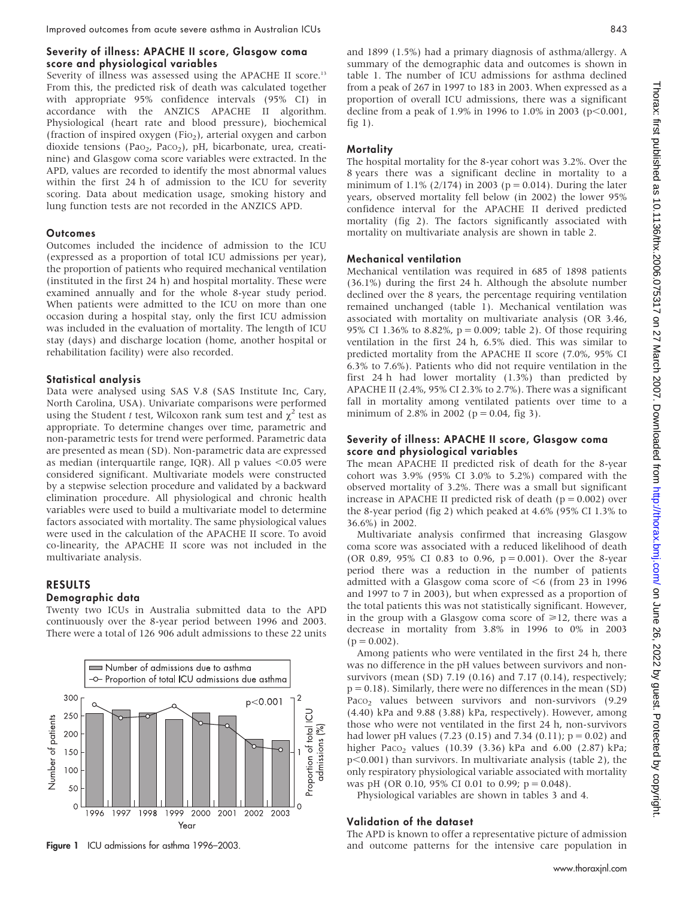### Severity of illness: APACHE II score, Glasgow coma score and physiological variables

Severity of illness was assessed using the APACHE II score.[13] From this, the predicted risk of death was calculated together with appropriate 95% confidence intervals (95% CI) in accordance with the ANZICS APACHE II algorithm. Physiological (heart rate and blood pressure), biochemical (fraction of inspired oxygen ($Fio_2$), arterial oxygen and carbon dioxide tensions ($Pao_2$, $Paco_2$), pH, bicarbonate, urea, creatinine) and Glasgow coma score variables were extracted. In the APD, values are recorded to identify the most abnormal values within the first 24 h of admission to the ICU for severity scoring. Data about medication usage, smoking history and lung function tests are not recorded in the ANZICS APD.

### Outcomes

Outcomes included the incidence of admission to the ICU (expressed as a proportion of total ICU admissions per year), the proportion of patients who required mechanical ventilation (instituted in the first 24 h) and hospital mortality. These were examined annually and for the whole 8-year study period. When patients were admitted to the ICU on more than one occasion during a hospital stay, only the first ICU admission was included in the evaluation of mortality. The length of ICU stay (days) and discharge location (home, another hospital or rehabilitation facility) were also recorded.

### Statistical analysis

Data were analysed using SAS V.8 (SAS Institute Inc, Cary, North Carolina, USA). Univariate comparisons were performed using the Student *t* test, Wilcoxon rank sum test and $\chi^2$ test as appropriate. To determine changes over time, parametric and non-parametric tests for trend were performed. Parametric data are presented as mean (SD). Non-parametric data are expressed as median (interquartile range, IQR). All p values $<0.05$ were considered significant. Multivariate models were constructed by a stepwise selection procedure and validated by a backward elimination procedure. All physiological and chronic health variables were used to build a multivariate model to determine factors associated with mortality. The same physiological values were used in the calculation of the APACHE II score. To avoid co-linearity, the APACHE II score was not included in the multivariate analysis.

## RESULTS

### Demographic data

Twenty two ICUs in Australia submitted data to the APD continuously over the 8-year period between 1996 and 2003. There were a total of 126 906 adult admissions to these 22 units and 1899 (1.5%) had a primary diagnosis of asthma/allergy. A summary of the demographic data and outcomes is shown in table 1. The number of ICU admissions for asthma declined from a peak of 267 in 1997 to 183 in 2003. When expressed as a proportion of overall ICU admissions, there was a significant decline from a peak of 1.9% in 1996 to 1.0% in 2003 ($p<0.001$, fig 1).

Figure 1 ICU admissions for asthma 1996–2003.

### Mortality

The hospital mortality for the 8-year cohort was 3.2%. Over the 8 years there was a significant decline in mortality to a minimum of 1.1% (2/174) in 2003 (p = 0.014). During the later years, observed mortality fell below (in 2002) the lower 95% confidence interval for the APACHE II derived predicted mortality (fig 2). The factors significantly associated with mortality on multivariate analysis are shown in table 2.

### Mechanical ventilation

Mechanical ventilation was required in 685 of 1898 patients (36.1%) during the first 24 h. Although the absolute number declined over the 8 years, the percentage requiring ventilation remained unchanged (table 1). Mechanical ventilation was associated with mortality on multivariate analysis (OR 3.46, 95% CI 1.36% to 8.82%, p = 0.009; table 2). Of those requiring ventilation in the first 24 h, 6.5% died. This was similar to predicted mortality from the APACHE II score (7.0%, 95% CI 6.3% to 7.6%). Patients who did not require ventilation in the first 24 h had lower mortality (1.3%) than predicted by APACHE II (2.4%, 95% CI 2.3% to 2.7%). There was a significant fall in mortality among ventilated patients over time to a minimum of 2.8% in 2002 (p = 0.04, fig 3).

### Severity of illness: APACHE II score, Glasgow coma score and physiological variables

The mean APACHE II predicted risk of death for the 8-year cohort was 3.9% (95% CI 3.0% to 5.2%) compared with the observed mortality of 3.2%. There was a small but significant increase in APACHE II predicted risk of death (p = 0.002) over the 8-year period (fig 2) which peaked at 4.6% (95% CI 1.3% to 36.6%) in 2002.

Multivariate analysis confirmed that increasing Glasgow coma score was associated with a reduced likelihood of death (OR 0.89, 95% CI 0.83 to 0.96, p = 0.001). Over the 8-year period there was a reduction in the number of patients admitted with a Glasgow coma score of $<6$ (from 23 in 1996 and 1997 to 7 in 2003), but when expressed as a proportion of the total patients this was not statistically significant. However, in the group with a Glasgow coma score of $\geq 12$, there was a decrease in mortality from 3.8% in 1996 to 0% in 2003 (p = 0.002).

Among patients who were ventilated in the first 24 h, there was no difference in the pH values between survivors and non-survivors (mean (SD) 7.19 (0.16) and 7.17 (0.14), respectively; p = 0.18). Similarly, there were no differences in the mean (SD) $Paco_2$ values between survivors and non-survivors (9.29 (4.40) kPa and 9.88 (3.88) kPa, respectively). However, among those who were not ventilated in the first 24 h, non-survivors had lower pH values (7.23 (0.15) and 7.34 (0.11); p = 0.02) and higher $Paco_2$ values (10.39 (3.36) kPa and 6.00 (2.87) kPa; $p<0.001$) than survivors. In multivariate analysis (table 2), the only respiratory physiological variable associated with mortality was pH (OR 0.10, 95% CI 0.01 to 0.99; p = 0.048).

Physiological variables are shown in tables 3 and 4.

### Validation of the dataset

The APD is known to offer a representative picture of admission and outcome patterns for the intensive care population in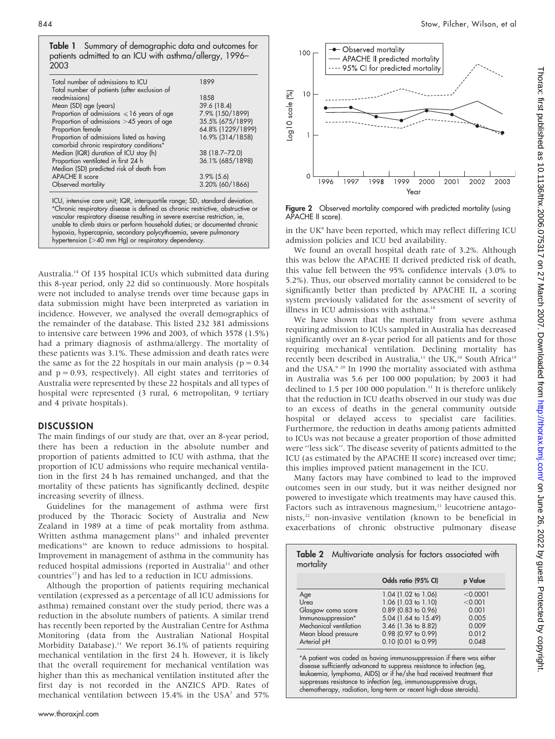**Table 1** Summary of demographic data and outcomes for patients admitted to an ICU with asthma/allergy, 1996–2003

| | |
|---|---|
| Total number of admissions to ICU | 1899 |
| Total number of patients (after exclusion of readmissions) | 1858 |
| Mean (SD) age (years) | 39.6 (18.4) |
| Proportion of admissions ≤16 years of age | 7.9% (150/1899) |
| Proportion of admissions >45 years of age | 35.5% (675/1899) |
| Proportion female | 64.8% (1229/1899) |
| Proportion of admissions listed as having comorbid chronic respiratory conditions* | 16.9% (314/1858) |
| Median (IQR) duration of ICU stay (h) | 38 (18.7–72.0) |
| Proportion ventilated in first 24 h | 36.1% (685/1898) |
| Median (SD) predicted risk of death from APACHE II score | 3.9% (5.6) |
| Observed mortality | 3.20% (60/1866) |

ICU, intensive care unit; IQR, interquartile range; SD, standard deviation.
*Chronic respiratory disease is defined as chronic restrictive, obstructive or vascular respiratory disease resulting in severe exercise restriction, ie, unable to climb stairs or perform household duties; or documented chronic hypoxia, hypercapnia, secondary polycythaemia, severe pulmonary hypertension (>40 mm Hg) or respiratory dependency.

Australia.[14] Of 135 hospital ICUs which submitted data during this 8-year period, only 22 did so continuously. More hospitals were not included to analyse trends over time because gaps in data submission might have been interpreted as variation in incidence. However, we analysed the overall demographics of the remainder of the database. This listed 232 381 admissions to intensive care between 1996 and 2003, of which 3578 (1.5%) had a primary diagnosis of asthma/allergy. The mortality of these patients was 3.1%. These admission and death rates were the same as for the 22 hospitals in our main analysis ($p = 0.34$ and $p = 0.93$, respectively). All eight states and territories of Australia were represented by these 22 hospitals and all types of hospital were represented (3 rural, 6 metropolitan, 9 tertiary and 4 private hospitals).

## DISCUSSION

The main findings of our study are that, over an 8-year period, there has been a reduction in the absolute number and proportion of patients admitted to ICU with asthma, that the proportion of ICU admissions who require mechanical ventilation in the first 24 h has remained unchanged, and that the mortality of these patients has significantly declined, despite increasing severity of illness.

Guidelines for the management of asthma were first produced by the Thoracic Society of Australia and New Zealand in 1989 at a time of peak mortality from asthma. Written asthma management plans[15] and inhaled preventer medications[16] are known to reduce admissions to hospital. Improvement in management of asthma in the community has reduced hospital admissions (reported in Australia[11] and other countries[17]) and has led to a reduction in ICU admissions.

Although the proportion of patients requiring mechanical ventilation (expressed as a percentage of all ICU admissions for asthma) remained constant over the study period, there was a reduction in the absolute numbers of patients. A similar trend has recently been reported by the Australian Centre for Asthma Monitoring (data from the Australian National Hospital Morbidity Database).[11] We report 36.1% of patients requiring mechanical ventilation in the first 24 h. However, it is likely that the overall requirement for mechanical ventilation was higher than this as mechanical ventilation instituted after the first day is not recorded in the ANZICS APD. Rates of mechanical ventilation between 15.4% in the USA[7] and 57% in the UK[8] have been reported, which may reflect differing ICU admission policies and ICU bed availability.

**Figure 2** Observed mortality compared with predicted mortality (using APACHE II score).

We found an overall hospital death rate of 3.2%. Although this was below the APACHE II derived predicted risk of death, this value fell between the 95% confidence intervals (3.0% to 5.2%). Thus, our observed mortality cannot be considered to be significantly better than predicted by APACHE II, a scoring system previously validated for the assessment of severity of illness in ICU admissions with asthma.[18]

We have shown that the mortality from severe asthma requiring admission to ICUs sampled in Australia has decreased significantly over an 8-year period for all patients and for those requiring mechanical ventilation. Declining mortality has recently been described in Australia,[11] the UK,[10] South Africa[19] and the USA.[9 20] In 1990 the mortality associated with asthma in Australia was 5.6 per 100 000 population; by 2003 it had declined to 1.5 per 100 000 population.[11] It is therefore unlikely that the reduction in ICU deaths observed in our study was due to an excess of deaths in the general community outside hospital or delayed access to specialist care facilities. Furthermore, the reduction in deaths among patients admitted to ICUs was not because a greater proportion of those admitted were "less sick". The disease severity of patients admitted to the ICU (as estimated by the APACHE II score) increased over time; this implies improved patient management in the ICU.

Many factors may have combined to lead to the improved outcomes seen in our study, but it was neither designed nor powered to investigate which treatments may have caused this. Factors such as intravenous magnesium,[21] leucotriene antagonists,[22] non-invasive ventilation (known to be beneficial in exacerbations of chronic obstructive pulmonary disease

**Table 2** Multivariate analysis for factors associated with mortality

| | Odds ratio (95% CI) | p Value |
|---|---|---|
| Age | 1.04 (1.02 to 1.06) | <0.0001 |
| Urea | 1.06 (1.03 to 1.10) | <0.001 |
| Glasgow coma score | 0.89 (0.83 to 0.96) | 0.001 |
| Immunosuppression* | 5.04 (1.64 to 15.49) | 0.005 |
| Mechanical ventilation | 3.46 (1.36 to 8.82) | 0.009 |
| Mean blood pressure | 0.98 (0.97 to 0.99) | 0.012 |
| Arterial pH | 0.10 (0.01 to 0.99) | 0.048 |

*A patient was coded as having immunosuppression if there was either disease sufficiently advanced to suppress resistance to infection (eg, leukaemia, lymphoma, AIDS) or if he/she had received treatment that suppresses resistance to infection (eg, immunosuppressive drugs, chemotherapy, radiation, long-term or recent high-dose steroids).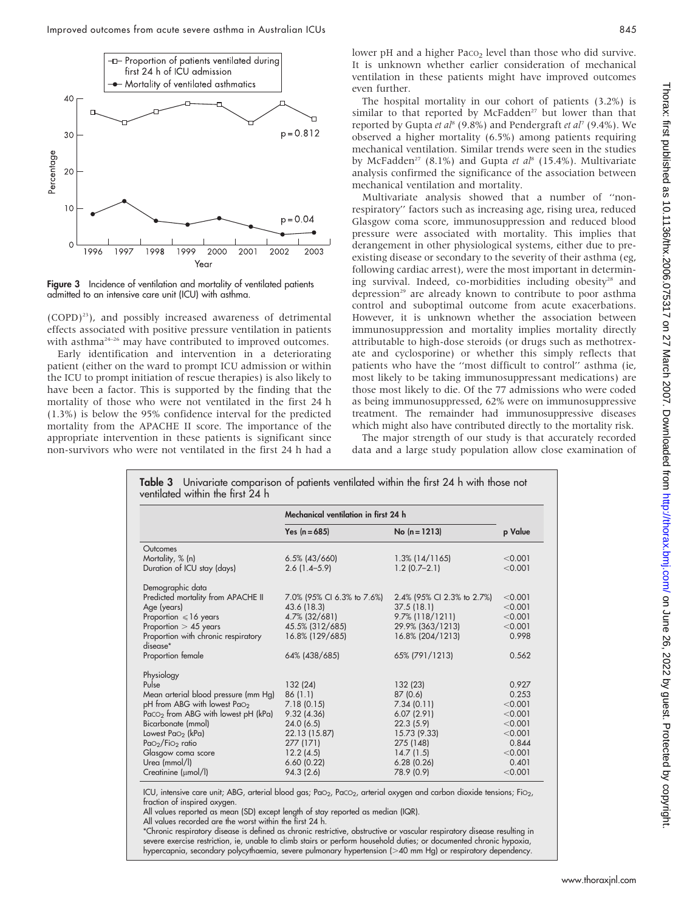Figure 3 Incidence of ventilation and mortality of ventilated patients admitted to an intensive care unit (ICU) with asthma.

(COPD)[23]), and possibly increased awareness of detrimental effects associated with positive pressure ventilation in patients with asthma[24–26] may have contributed to improved outcomes.

Early identification and intervention in a deteriorating patient (either on the ward to prompt ICU admission or within the ICU to prompt initiation of rescue therapies) is also likely to have been a factor. This is supported by the finding that the mortality of those who were not ventilated in the first 24 h (1.3%) is below the 95% confidence interval for the predicted mortality from the APACHE II score. The importance of the appropriate intervention in these patients is significant since non-survivors who were not ventilated in the first 24 h had a lower pH and a higher $Paco_2$ level than those who did survive. It is unknown whether earlier consideration of mechanical ventilation in these patients might have improved outcomes even further.

The hospital mortality in our cohort of patients (3.2%) is similar to that reported by McFadden[27] but lower than that reported by Gupta *et al*[8] (9.8%) and Pendergraft *et al*[7] (9.4%). We observed a higher mortality (6.5%) among patients requiring mechanical ventilation. Similar trends were seen in the studies by McFadden[27] (8.1%) and Gupta *et al*[8] (15.4%). Multivariate analysis confirmed the significance of the association between mechanical ventilation and mortality.

Multivariate analysis showed that a number of "non-respiratory" factors such as increasing age, rising urea, reduced Glasgow coma score, immunosuppression and reduced blood pressure were associated with mortality. This implies that derangement in other physiological systems, either due to pre-existing disease or secondary to the severity of their asthma (eg, following cardiac arrest), were the most important in determining survival. Indeed, co-morbidities including obesity[28] and depression[29] are already known to contribute to poor asthma control and suboptimal outcome from acute exacerbations. However, it is unknown whether the association between immunosuppression and mortality implies mortality directly attributable to high-dose steroids (or drugs such as methotrexate and cyclosporine) or whether this simply reflects that patients who have the "most difficult to control" asthma (ie, most likely to be taking immunosuppressant medications) are those most likely to die. Of the 77 admissions who were coded as being immunosuppressed, 62% were on immunosuppressive treatment. The remainder had immunosuppressive diseases which might also have contributed directly to the mortality risk.

The major strength of our study is that accurately recorded data and a large study population allow close examination of

**Table 3** Univariate comparison of patients ventilated within the first 24 h with those not ventilated within the first 24 h

| | Mechanical ventilation in first 24 h | | |
|---|---|---|---|
| | Yes (n = 685) | No (n = 1213) | p Value |
| **Outcomes** | | | |
| Mortality, % (n) | 6.5% (43/660) | 1.3% (14/1165) | <0.001 |
| Duration of ICU stay (days) | 2.6 (1.4–5.9) | 1.2 (0.7–2.1) | <0.001 |
| **Demographic data** | | | |
| Predicted mortality from APACHE II | 7.0% (95% CI 6.3% to 7.6%) | 2.4% (95% CI 2.3% to 2.7%) | <0.001 |
| Age (years) | 43.6 (18.3) | 37.5 (18.1) | <0.001 |
| Proportion ⩽16 years | 4.7% (32/681) | 9.7% (118/1211) | <0.001 |
| Proportion > 45 years | 45.5% (312/685) | 29.9% (363/1213) | <0.001 |
| Proportion with chronic respiratory disease* | 16.8% (129/685) | 16.8% (204/1213) | 0.998 |
| Proportion female | 64% (438/685) | 65% (791/1213) | 0.562 |
| **Physiology** | | | |
| Pulse | 132 (24) | 132 (23) | 0.927 |
| Mean arterial blood pressure (mm Hg) | 86 (1.1) | 87 (0.6) | 0.253 |
| pH from ABG with lowest $Pao_2$ | 7.18 (0.15) | 7.34 (0.11) | <0.001 |
| $Paco_2$ from ABG with lowest pH (kPa) | 9.32 (4.36) | 6.07 (2.91) | <0.001 |
| Bicarbonate (mmol) | 24.0 (6.5) | 22.3 (5.9) | <0.001 |
| Lowest $Pao_2$ (kPa) | 22.13 (15.87) | 15.73 (9.33) | <0.001 |
| $Pao_2/Fio_2$ ratio | 277 (171) | 275 (148) | 0.844 |
| Glasgow coma score | 12.2 (4.5) | 14.7 (1.5) | <0.001 |
| Urea (mmol/l) | 6.60 (0.22) | 6.28 (0.26) | 0.401 |
| Creatinine (μmol/l) | 94.3 (2.6) | 78.9 (0.9) | <0.001 |

ICU, intensive care unit; ABG, arterial blood gas; $Pao_2$, $Paco_2$, arterial oxygen and carbon dioxide tensions; $Fio_2$, fraction of inspired oxygen.
All values reported as mean (SD) except length of stay reported as median (IQR).
All values recorded are the worst within the first 24 h.
*Chronic respiratory disease is defined as chronic restrictive, obstructive or vascular respiratory disease resulting in severe exercise restriction, ie, unable to climb stairs or perform household duties; or documented chronic hypoxia, hypercapnia, secondary polycythaemia, severe pulmonary hypertension (>40 mm Hg) or respiratory dependency.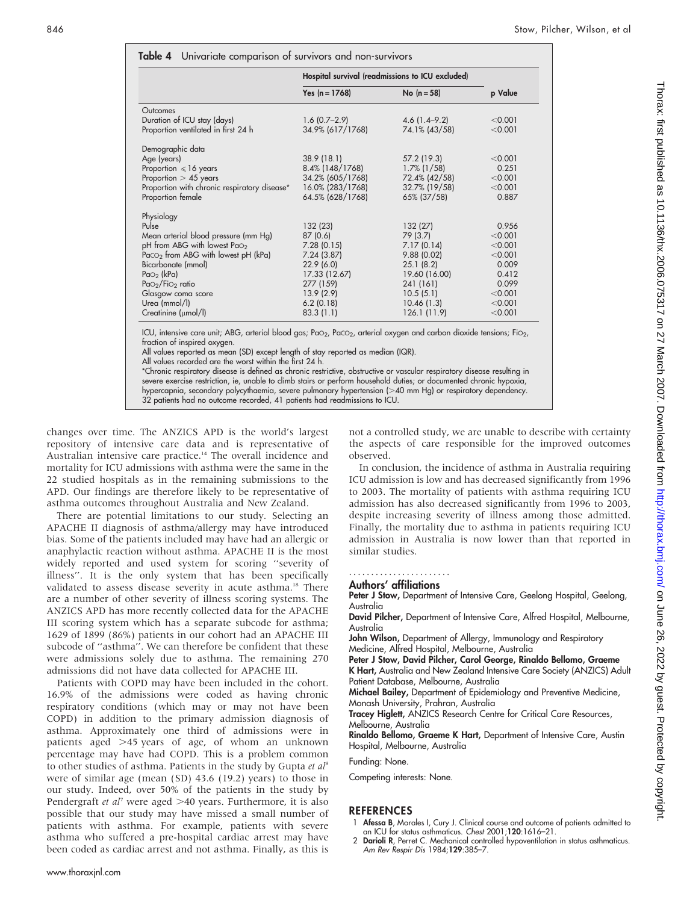**Table 4** Univariate comparison of survivors and non-survivors

| | Hospital survival (readmissions to ICU excluded) | | |
|---|---|---|---|
| | Yes (n = 1768) | No (n = 58) | p Value |
| Outcomes | | | |
| Duration of ICU stay (days) | 1.6 (0.7–2.9) | 4.6 (1.4–9.2) | <0.001 |
| Proportion ventilated in first 24 h | 34.9% (617/1768) | 74.1% (43/58) | <0.001 |
| Demographic data | | | |
| Age (years) | 38.9 (18.1) | 57.2 (19.3) | <0.001 |
| Proportion ⩽16 years | 8.4% (148/1768) | 1.7% (1/58) | 0.251 |
| Proportion >45 years | 34.2% (605/1768) | 72.4% (42/58) | <0.001 |
| Proportion with chronic respiratory disease* | 16.0% (283/1768) | 32.7% (19/58) | <0.001 |
| Proportion female | 64.5% (628/1768) | 65% (37/58) | 0.887 |
| Physiology | | | |
| Pulse | 132 (23) | 132 (27) | 0.956 |
| Mean arterial blood pressure (mm Hg) | 87 (0.6) | 79 (3.7) | <0.001 |
| pH from ABG with lowest $Pa_{O_2}$ | 7.28 (0.15) | 7.17 (0.14) | <0.001 |
| $Pa_{CO_2}$ from ABG with lowest pH (kPa) | 7.24 (3.87) | 9.88 (0.02) | <0.001 |
| Bicarbonate (mmol) | 22.9 (6.0) | 25.1 (8.2) | 0.009 |
| $Pa_{O_2}$ (kPa) | 17.33 (12.67) | 19.60 (16.00) | 0.412 |
| $Pa_{O_2}/Fi_{O_2}$ ratio | 277 (159) | 241 (161) | 0.099 |
| Glasgow coma score | 13.9 (2.9) | 10.5 (5.1) | <0.001 |
| Urea (mmol/l) | 6.2 (0.18) | 10.46 (1.3) | <0.001 |
| Creatinine (μmol/l) | 83.3 (1.1) | 126.1 (11.9) | <0.001 |

ICU, intensive care unit; ABG, arterial blood gas; $Pa_{O_2}$, $Pa_{CO_2}$, arterial oxygen and carbon dioxide tensions; $Fi_{O_2}$, fraction of inspired oxygen.
All values reported as mean (SD) except length of stay reported as median (IQR).
All values recorded are the worst within the first 24 h.
*Chronic respiratory disease is defined as chronic restrictive, obstructive or vascular respiratory disease resulting in severe exercise restriction, ie, unable to climb stairs or perform household duties; or documented chronic hypoxia, hypercapnia, secondary polycythaemia, severe pulmonary hypertension (>40 mm Hg) or respiratory dependency.
32 patients had no outcome recorded, 41 patients had readmissions to ICU.

changes over time. The ANZICS APD is the world's largest repository of intensive care data and is representative of Australian intensive care practice.[14] The overall incidence and mortality for ICU admissions with asthma were the same in the 22 studied hospitals as in the remaining submissions to the APD. Our findings are therefore likely to be representative of asthma outcomes throughout Australia and New Zealand.

There are potential limitations to our study. Selecting an APACHE II diagnosis of asthma/allergy may have introduced bias. Some of the patients included may have had an allergic or anaphylactic reaction without asthma. APACHE II is the most widely reported and used system for scoring "severity of illness". It is the only system that has been specifically validated to assess disease severity in acute asthma.[18] There are a number of other severity of illness scoring systems. The ANZICS APD has more recently collected data for the APACHE III scoring system which has a separate subcode for asthma; 1629 of 1899 (86%) patients in our cohort had an APACHE III subcode of "asthma". We can therefore be confident that these were admissions solely due to asthma. The remaining 270 admissions did not have data collected for APACHE III.

Patients with COPD may have been included in the cohort. 16.9% of the admissions were coded as having chronic respiratory conditions (which may or may not have been COPD) in addition to the primary admission diagnosis of asthma. Approximately one third of admissions were in patients aged >45 years of age, of whom an unknown percentage may have had COPD. This is a problem common to other studies of asthma. Patients in the study by Gupta *et al*[8] were of similar age (mean (SD) 43.6 (19.2) years) to those in our study. Indeed, over 50% of the patients in the study by Pendergraft *et al*[7] were aged >40 years. Furthermore, it is also possible that our study may have missed a small number of patients with asthma. For example, patients with severe asthma who suffered a pre-hospital cardiac arrest may have been coded as cardiac arrest and not asthma. Finally, as this is not a controlled study, we are unable to describe with certainty the aspects of care responsible for the improved outcomes observed.

In conclusion, the incidence of asthma in Australia requiring ICU admission is low and has decreased significantly from 1996 to 2003. The mortality of patients with asthma requiring ICU admission has also decreased significantly from 1996 to 2003, despite increasing severity of illness among those admitted. Finally, the mortality due to asthma in patients requiring ICU admission in Australia is now lower than that reported in similar studies.

## Authors' affiliations

**Peter J Stow,** Department of Intensive Care, Geelong Hospital, Geelong, Australia
**David Pilcher,** Department of Intensive Care, Alfred Hospital, Melbourne, Australia
**John Wilson,** Department of Allergy, Immunology and Respiratory Medicine, Alfred Hospital, Melbourne, Australia
**Peter J Stow, David Pilcher, Carol George, Rinaldo Bellomo, Graeme K Hart,** Australia and New Zealand Intensive Care Society (ANZICS) Adult Patient Database, Melbourne, Australia
**Michael Bailey,** Department of Epidemiology and Preventive Medicine, Monash University, Prahran, Australia
**Tracey Higlett,** ANZICS Research Centre for Critical Care Resources, Melbourne, Australia
**Rinaldo Bellomo, Graeme K Hart,** Department of Intensive Care, Austin Hospital, Melbourne, Australia

Funding: None.

Competing interests: None.

## REFERENCES

1. **Afessa B**, Morales I, Cury J. Clinical course and outcome of patients admitted to an ICU for status asthmaticus. *Chest* 2001;**120**:1616–21.
2. **Darioli R**, Perret C. Mechanical controlled hypoventilation in status asthmaticus. *Am Rev Respir Dis* 1984;**129**:385–7.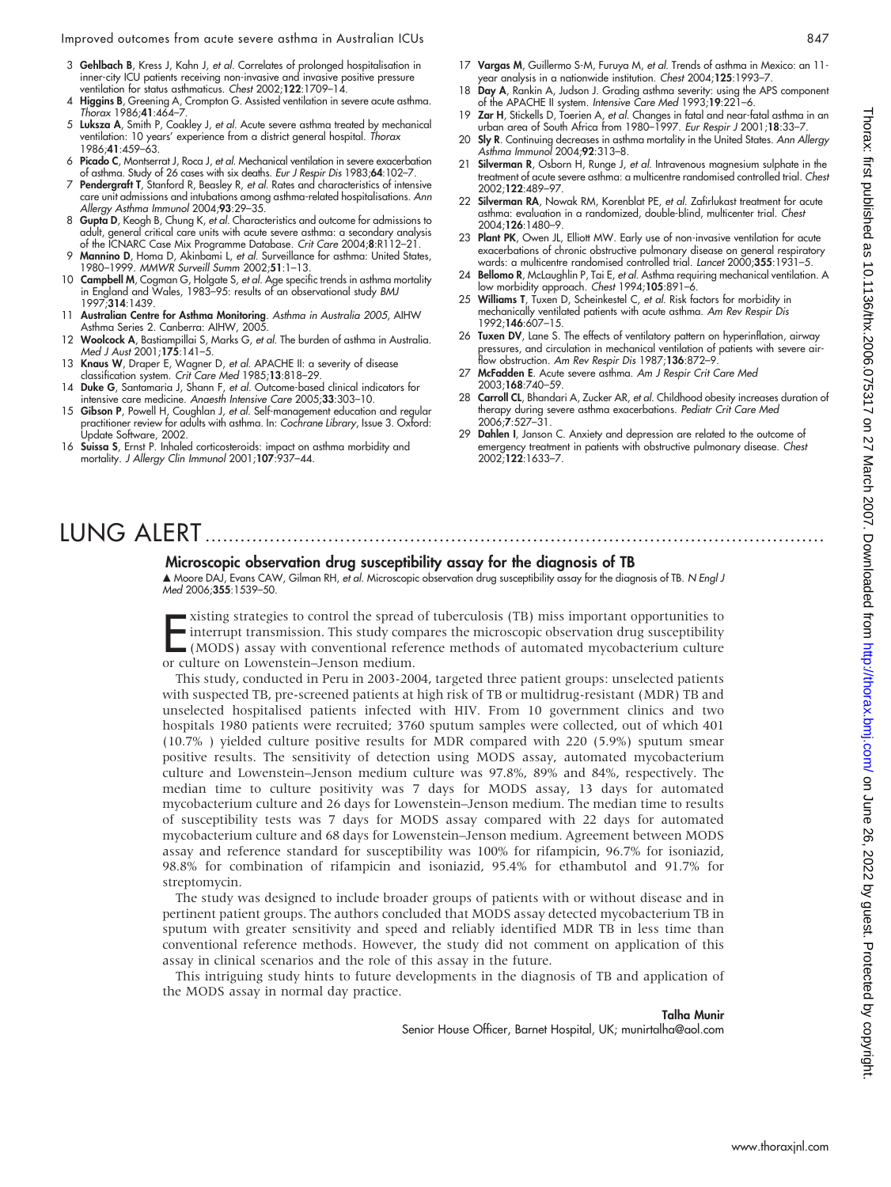3 **Gehlbach B**, Kress J, Kahn J, *et al*. Correlates of prolonged hospitalisation in inner-city ICU patients receiving non-invasive and invasive positive pressure ventilation for status asthmaticus. *Chest* 2002;**122**:1709–14.

4 **Higgins B**, Greening A, Crompton G. Assisted ventilation in severe acute asthma. *Thorax* 1986;**41**:464–7.

5 **Luksza A**, Smith P, Coakley J, *et al*. Acute severe asthma treated by mechanical ventilation: 10 years' experience from a district general hospital. *Thorax* 1986;**41**:459–63.

6 **Picado C**, Montserrat J, Roca J, *et al*. Mechanical ventilation in severe exacerbation of asthma. Study of 26 cases with six deaths. *Eur J Respir Dis* 1983;**64**:102–7.

7 **Pendergraft T**, Stanford R, Beasley R, *et al*. Rates and characteristics of intensive care unit admissions and intubations among asthma-related hospitalisations. *Ann Allergy Asthma Immunol* 2004;**93**:29–35.

8 **Gupta D**, Keogh B, Chung K, *et al*. Characteristics and outcome for admissions to adult, general critical care units with acute severe asthma: a secondary analysis of the ICNARC Case Mix Programme Database. *Crit Care* 2004;**8**:R112–21.

9 **Mannino D**, Homa D, Akinbami L, *et al*. Surveillance for asthma: United States, 1980–1999. *MMWR Surveill Summ* 2002;**51**:1–13.

10 **Campbell M**, Cogman G, Holgate S, *et al*. Age specific trends in asthma mortality in England and Wales, 1983–95: results of an observational study *BMJ* 1997;**314**:1439.

11 **Australian Centre for Asthma Monitoring**. *Asthma in Australia 2005*, AIHW Asthma Series 2. Canberra: AIHW, 2005.

12 **Woolcock A**, Bastiampillai S, Marks G, *et al*. The burden of asthma in Australia. *Med J Aust* 2001;**175**:141–5.

13 **Knaus W**, Draper E, Wagner D, *et al*. APACHE II: a severity of disease classification system. *Crit Care Med* 1985;**13**:818–29.

14 **Duke G**, Santamaria J, Shann F, *et al*. Outcome-based clinical indicators for intensive care medicine. *Anaesth Intensive Care* 2005;**33**:303–10.

15 **Gibson P**, Powell H, Coughlan J, *et al*. Self-management education and regular practitioner review for adults with asthma. In: *Cochrane Library*, Issue 3. Oxford: Update Software, 2002.

16 **Suissa S**, Ernst P. Inhaled corticosteroids: impact on asthma morbidity and mortality. *J Allergy Clin Immunol* 2001;**107**:937–44.

17 **Vargas M**, Guillermo S-M, Furuya M, *et al*. Trends of asthma in Mexico: an 11-year analysis in a nationwide institution. *Chest* 2004;**125**:1993–7.

18 **Day A**, Rankin A, Judson J. Grading asthma severity: using the APS component of the APACHE II system. *Intensive Care Med* 1993;**19**:221–6.

19 **Zar H**, Stickells D, Toerien A, *et al*. Changes in fatal and near-fatal asthma in an urban area of South Africa from 1980–1997. *Eur Respir J* 2001;**18**:33–7.

20 **Sly R**. Continuing decreases in asthma mortality in the United States. *Ann Allergy Asthma Immunol* 2004;**92**:313–8.

21 **Silverman R**, Osborn H, Runge J, *et al*. Intravenous magnesium sulphate in the treatment of acute severe asthma: a multicentre randomised controlled trial. *Chest* 2002;**122**:489–97.

22 **Silverman RA**, Nowak RM, Korenblat PE, *et al*. Zafirlukast treatment for acute asthma: evaluation in a randomized, double-blind, multicenter trial. *Chest* 2004;**126**:1480–9.

23 **Plant PK**, Owen JL, Elliott MW. Early use of non-invasive ventilation for acute exacerbations of chronic obstructive pulmonary disease on general respiratory wards: a multicentre randomised controlled trial. *Lancet* 2000;**355**:1931–5.

24 **Bellomo R**, McLaughlin P, Tai E, *et al*. Asthma requiring mechanical ventilation. A low morbidity approach. *Chest* 1994;**105**:891–6.

25 **Williams T**, Tuxen D, Scheinkestel C, *et al*. Risk factors for morbidity in mechanically ventilated patients with acute asthma. *Am Rev Respir Dis* 1992;**146**:607–15.

26 **Tuxen DV**, Lane S. The effects of ventilatory pattern on hyperinflation, airway pressures, and circulation in mechanical ventilation of patients with severe air-flow obstruction. *Am Rev Respir Dis* 1987;**136**:872–9.

27 **McFadden E**. Acute severe asthma. *Am J Respir Crit Care Med* 2003;**168**:740–59.

28 **Carroll CL**, Bhandari A, Zucker AR, *et al*. Childhood obesity increases duration of therapy during severe asthma exacerbations. *Pediatr Crit Care Med* 2006;**7**:527–31.

29 **Dahlen I**, Janson C. Anxiety and depression are related to the outcome of emergency treatment in patients with obstructive pulmonary disease. *Chest* 2002;**122**:1633–7.

# LUNG ALERT

## Microscopic observation drug susceptibility assay for the diagnosis of TB

▲ Moore DAJ, Evans CAW, Gilman RH, *et al*. Microscopic observation drug susceptibility assay for the diagnosis of TB. *N Engl J Med* 2006;**355**:1539–50.

Existing strategies to control the spread of tuberculosis (TB) miss important opportunities to interrupt transmission. This study compares the microscopic observation drug susceptibility (MODS) assay with conventional reference methods of automated mycobacterium culture or culture on Lowenstein–Jenson medium.

This study, conducted in Peru in 2003-2004, targeted three patient groups: unselected patients with suspected TB, pre-screened patients at high risk of TB or multidrug-resistant (MDR) TB and unselected hospitalised patients infected with HIV. From 10 government clinics and two hospitals 1980 patients were recruited; 3760 sputum samples were collected, out of which 401 (10.7% ) yielded culture positive results for MDR compared with 220 (5.9%) sputum smear positive results. The sensitivity of detection using MODS assay, automated mycobacterium culture and Lowenstein–Jenson medium culture was 97.8%, 89% and 84%, respectively. The median time to culture positivity was 7 days for MODS assay, 13 days for automated mycobacterium culture and 26 days for Lowenstein–Jenson medium. The median time to results of susceptibility tests was 7 days for MODS assay compared with 22 days for automated mycobacterium culture and 68 days for Lowenstein–Jenson medium. Agreement between MODS assay and reference standard for susceptibility was 100% for rifampicin, 96.7% for isoniazid, 98.8% for combination of rifampicin and isoniazid, 95.4% for ethambutol and 91.7% for streptomycin.

The study was designed to include broader groups of patients with or without disease and in pertinent patient groups. The authors concluded that MODS assay detected mycobacterium TB in sputum with greater sensitivity and speed and reliably identified MDR TB in less time than conventional reference methods. However, the study did not comment on application of this assay in clinical scenarios and the role of this assay in the future.

This intriguing study hints to future developments in the diagnosis of TB and application of the MODS assay in normal day practice.

**Talha Munir**
Senior House Officer, Barnet Hospital, UK; munirtalha@aol.com